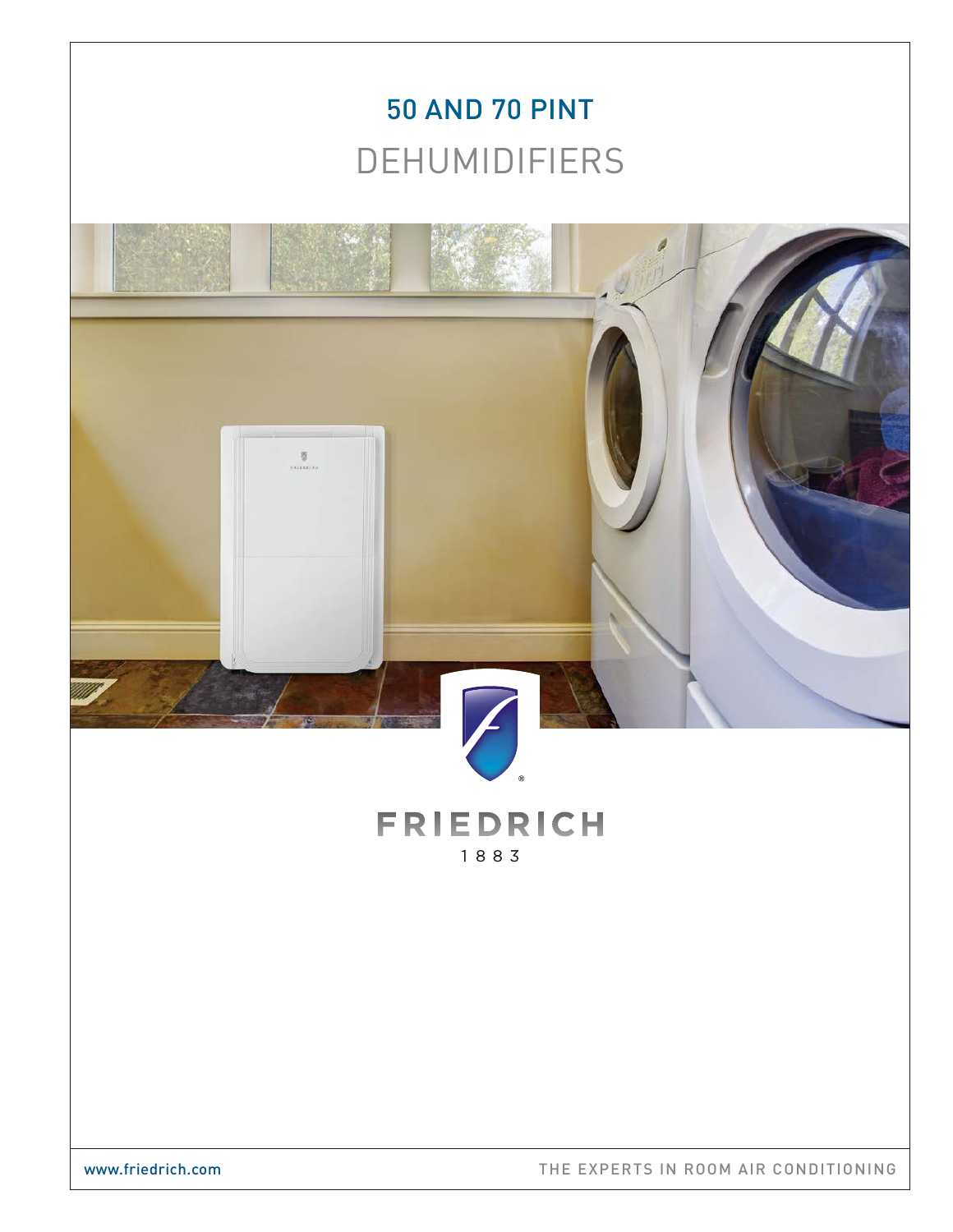# 50 AND 70 PINT
# DEHUMIDIFIERS

FRIEDRICH

1883

www.friedrich.com

THE EXPERTS IN ROOM AIR CONDITIONING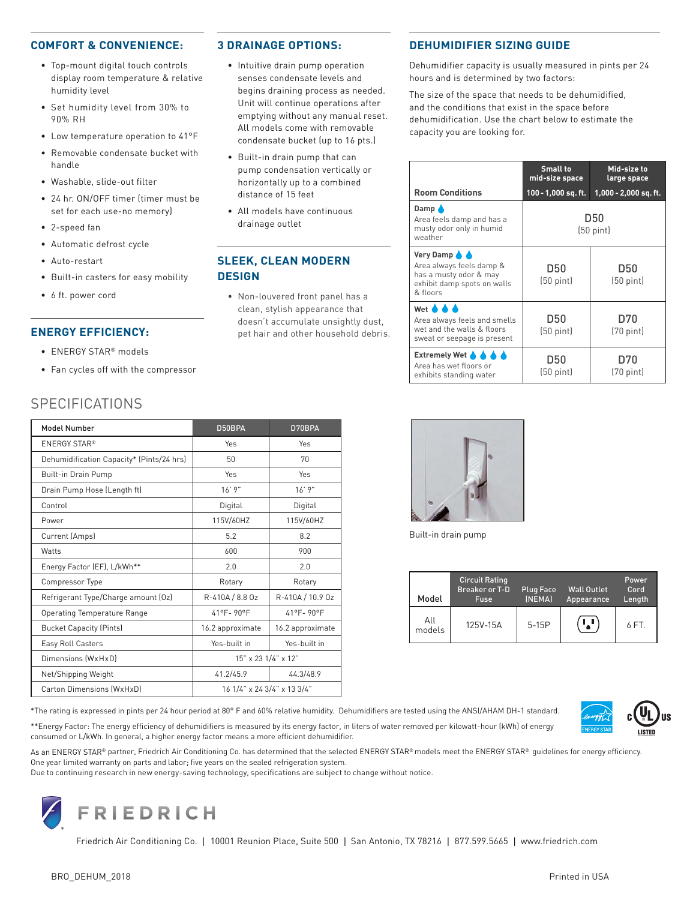## COMFORT & CONVENIENCE:

- Top-mount digital touch controls display room temperature & relative humidity level
- Set humidity level from 30% to 90% RH
- Low temperature operation to 41°F
- Removable condensate bucket with handle
- Washable, slide-out filter
- 24 hr. ON/OFF timer (timer must be set for each use-no memory)
- 2-speed fan
- Automatic defrost cycle
- Auto-restart
- Built-in casters for easy mobility
- 6 ft. power cord

## ENERGY EFFICIENCY:

- ENERGY STAR® models
- Fan cycles off with the compressor

## 3 DRAINAGE OPTIONS:

- Intuitive drain pump operation senses condensate levels and begins draining process as needed. Unit will continue operations after emptying without any manual reset. All models come with removable condensate bucket (up to 16 pts.)
- Built-in drain pump that can pump condensation vertically or horizontally up to a combined distance of 15 feet
- All models have continuous drainage outlet

## SLEEK, CLEAN MODERN DESIGN

- Non-louvered front panel has a clean, stylish appearance that doesn't accumulate unsightly dust, pet hair and other household debris.

## DEHUMIDIFIER SIZING GUIDE

Dehumidifier capacity is usually measured in pints per 24 hours and is determined by two factors:

The size of the space that needs to be dehumidified, and the conditions that exist in the space before dehumidification. Use the chart below to estimate the capacity you are looking for.

| Room Conditions | Small to mid-size space 100 - 1,000 sq. ft. | Mid-size to large space 1,000 - 2,000 sq. ft. |
|---|---|---|
| **Damp** Area feels damp and has a musty odor only in humid weather | D50 (50 pint) | |
| **Very Damp** Area always feels damp & has a musty odor & may exhibit damp spots on walls & floors | D50 (50 pint) | D50 (50 pint) |
| **Wet** Area always feels and smells wet and the walls & floors sweat or seepage is present | D50 (50 pint) | D70 (70 pint) |
| **Extremely Wet** Area has wet floors or exhibits standing water | D50 (50 pint) | D70 (70 pint) |

## SPECIFICATIONS

| Model Number | D50BPA | D70BPA |
|---|---|---|
| ENERGY STAR® | Yes | Yes |
| Dehumidification Capacity* (Pints/24 hrs) | 50 | 70 |
| Built-in Drain Pump | Yes | Yes |
| Drain Pump Hose (Length ft) | 16' 9" | 16' 9" |
| Control | Digital | Digital |
| Power | 115V/60HZ | 115V/60HZ |
| Current (Amps) | 5.2 | 8.2 |
| Watts | 600 | 900 |
| Energy Factor (EF), L/kWh** | 2.0 | 2.0 |
| Compressor Type | Rotary | Rotary |
| Refrigerant Type/Charge amount (Oz) | R-410A / 8.8 Oz | R-410A / 10.9 Oz |
| Operating Temperature Range | 41°F- 90°F | 41°F- 90°F |
| Bucket Capacity (Pints) | 16.2 approximate | 16.2 approximate |
| Easy Roll Casters | Yes-built in | Yes-built in |
| Dimensions (WxHxD) | 15" x 23 1/4" x 12" | |
| Net/Shipping Weight | 41.2/45.9 | 44.3/48.9 |
| Carton Dimensions (WxHxD) | 16 1/4" x 24 3/4" x 13 3/4" | |

Built-in drain pump

| Model | Circuit Rating Breaker or T-D Fuse | Plug Face (NEMA) | Wall Outlet Appearance | Power Cord Length |
|---|---|---|---|---|
| All models | 125V-15A | 5-15P | | 6 FT. |

*The rating is expressed in pints per 24 hour period at 80° F and 60% relative humidity. Dehumidifiers are tested using the ANSI/AHAM DH-1 standard.

**Energy Factor: The energy efficiency of dehumidifiers is measured by its energy factor, in liters of water removed per kilowatt-hour (kWh) of energy consumed or L/kWh. In general, a higher energy factor means a more efficient dehumidifier.

As an ENERGY STAR® partner, Friedrich Air Conditioning Co. has determined that the selected ENERGY STAR® models meet the ENERGY STAR® guidelines for energy efficiency.
One year limited warranty on parts and labor; five years on the sealed refrigeration system.
Due to continuing research in new energy-saving technology, specifications are subject to change without notice.

FRIEDRICH

Friedrich Air Conditioning Co. | 10001 Reunion Place, Suite 500 | San Antonio, TX 78216 | 877.599.5665 | www.friedrich.com

BRO_DEHUM_2018

Printed in USA